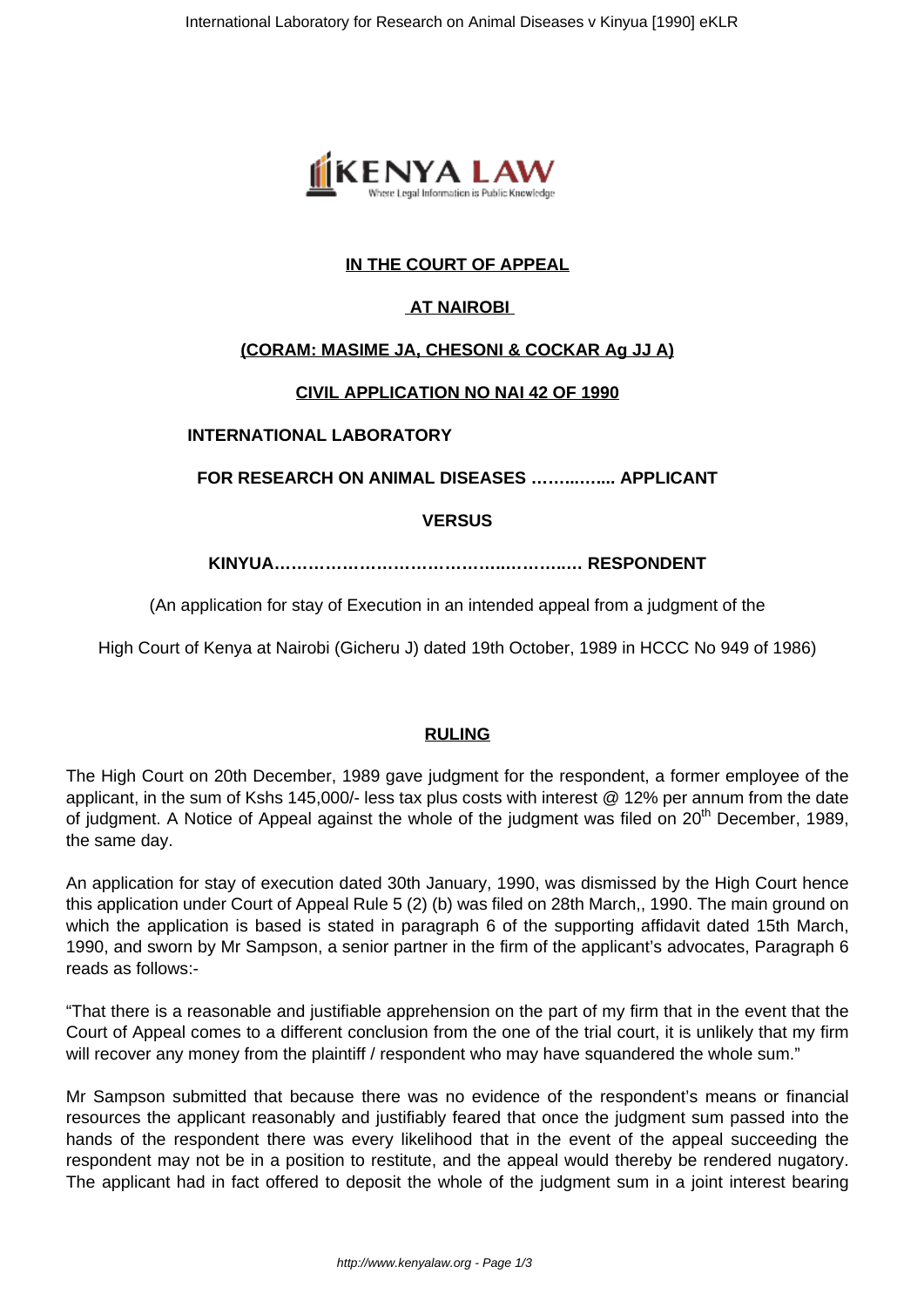**IN THE COURT OF APPEAL**

**AT NAIROBI**

**(CORAM: MASIME JA, CHESONI & COCKAR Ag JJ A)**

**CIVIL APPLICATION NO NAI 42 OF 1990**

**INTERNATIONAL LABORATORY**

**FOR RESEARCH ON ANIMAL DISEASES …….…….. APPLICANT**

**VERSUS**

**KINYUA……………………………………..………..… RESPONDENT**

(An application for stay of Execution in an intended appeal from a judgment of the

High Court of Kenya at Nairobi (Gicheru J) dated 19th October, 1989 in HCCC No 949 of 1986)

**RULING**

The High Court on 20th December, 1989 gave judgment for the respondent, a former employee of the applicant, in the sum of Kshs 145,000/- less tax plus costs with interest @ 12% per annum from the date of judgment. A Notice of Appeal against the whole of the judgment was filed on 20th December, 1989, the same day.

An application for stay of execution dated 30th January, 1990, was dismissed by the High Court hence this application under Court of Appeal Rule 5 (2) (b) was filed on 28th March,, 1990. The main ground on which the application is based is stated in paragraph 6 of the supporting affidavit dated 15th March, 1990, and sworn by Mr Sampson, a senior partner in the firm of the applicant's advocates, Paragraph 6 reads as follows:-

"That there is a reasonable and justifiable apprehension on the part of my firm that in the event that the Court of Appeal comes to a different conclusion from the one of the trial court, it is unlikely that my firm will recover any money from the plaintiff / respondent who may have squandered the whole sum."

Mr Sampson submitted that because there was no evidence of the respondent's means or financial resources the applicant reasonably and justifiably feared that once the judgment sum passed into the hands of the respondent there was every likelihood that in the event of the appeal succeeding the respondent may not be in a position to restitute, and the appeal would thereby be rendered nugatory. The applicant had in fact offered to deposit the whole of the judgment sum in a joint interest bearing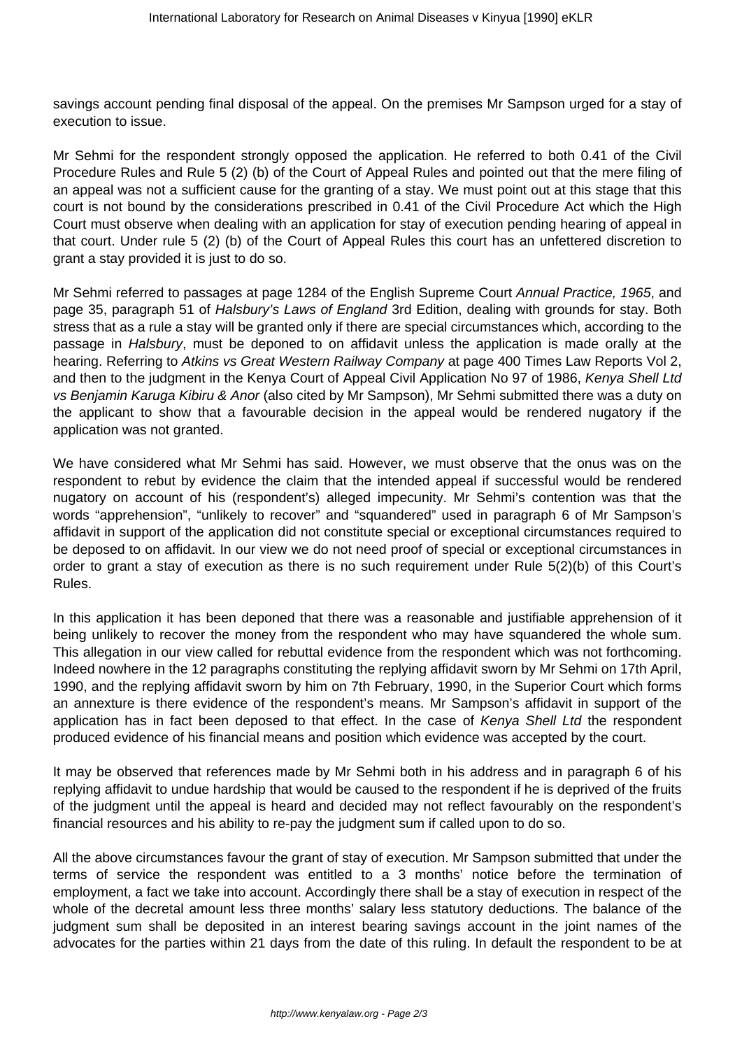savings account pending final disposal of the appeal. On the premises Mr Sampson urged for a stay of execution to issue.

Mr Sehmi for the respondent strongly opposed the application. He referred to both 0.41 of the Civil Procedure Rules and Rule 5 (2) (b) of the Court of Appeal Rules and pointed out that the mere filing of an appeal was not a sufficient cause for the granting of a stay. We must point out at this stage that this court is not bound by the considerations prescribed in 0.41 of the Civil Procedure Act which the High Court must observe when dealing with an application for stay of execution pending hearing of appeal in that court. Under rule 5 (2) (b) of the Court of Appeal Rules this court has an unfettered discretion to grant a stay provided it is just to do so.

Mr Sehmi referred to passages at page 1284 of the English Supreme Court *Annual Practice, 1965*, and page 35, paragraph 51 of *Halsbury's Laws of England* 3rd Edition, dealing with grounds for stay. Both stress that as a rule a stay will be granted only if there are special circumstances which, according to the passage in *Halsbury*, must be deponed to on affidavit unless the application is made orally at the hearing. Referring to *Atkins vs Great Western Railway Company* at page 400 Times Law Reports Vol 2, and then to the judgment in the Kenya Court of Appeal Civil Application No 97 of 1986, *Kenya Shell Ltd vs Benjamin Karuga Kibiru & Anor* (also cited by Mr Sampson), Mr Sehmi submitted there was a duty on the applicant to show that a favourable decision in the appeal would be rendered nugatory if the application was not granted.

We have considered what Mr Sehmi has said. However, we must observe that the onus was on the respondent to rebut by evidence the claim that the intended appeal if successful would be rendered nugatory on account of his (respondent's) alleged impecunity. Mr Sehmi's contention was that the words "apprehension", "unlikely to recover" and "squandered" used in paragraph 6 of Mr Sampson's affidavit in support of the application did not constitute special or exceptional circumstances required to be deposed to on affidavit. In our view we do not need proof of special or exceptional circumstances in order to grant a stay of execution as there is no such requirement under Rule 5(2)(b) of this Court's Rules.

In this application it has been deponed that there was a reasonable and justifiable apprehension of it being unlikely to recover the money from the respondent who may have squandered the whole sum. This allegation in our view called for rebuttal evidence from the respondent which was not forthcoming. Indeed nowhere in the 12 paragraphs constituting the replying affidavit sworn by Mr Sehmi on 17th April, 1990, and the replying affidavit sworn by him on 7th February, 1990, in the Superior Court which forms an annexture is there evidence of the respondent's means. Mr Sampson's affidavit in support of the application has in fact been deposed to that effect. In the case of *Kenya Shell Ltd* the respondent produced evidence of his financial means and position which evidence was accepted by the court.

It may be observed that references made by Mr Sehmi both in his address and in paragraph 6 of his replying affidavit to undue hardship that would be caused to the respondent if he is deprived of the fruits of the judgment until the appeal is heard and decided may not reflect favourably on the respondent's financial resources and his ability to re-pay the judgment sum if called upon to do so.

All the above circumstances favour the grant of stay of execution. Mr Sampson submitted that under the terms of service the respondent was entitled to a 3 months' notice before the termination of employment, a fact we take into account. Accordingly there shall be a stay of execution in respect of the whole of the decretal amount less three months' salary less statutory deductions. The balance of the judgment sum shall be deposited in an interest bearing savings account in the joint names of the advocates for the parties within 21 days from the date of this ruling. In default the respondent to be at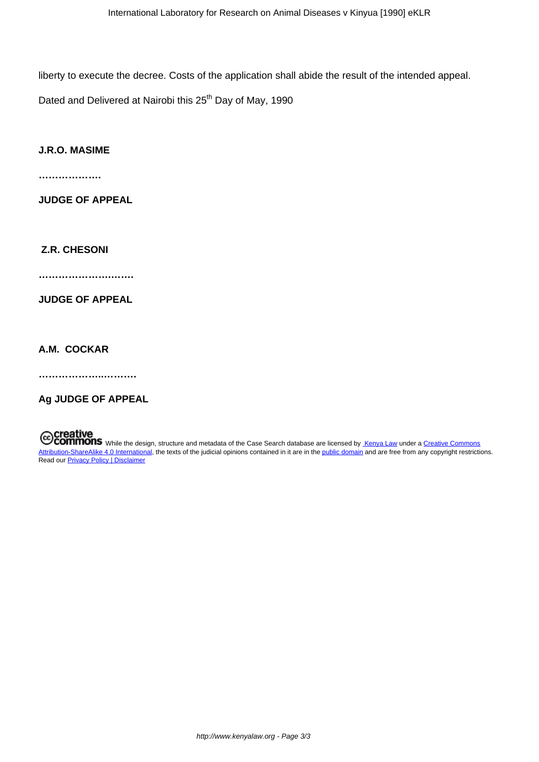liberty to execute the decree. Costs of the application shall abide the result of the intended appeal.

Dated and Delivered at Nairobi this 25th Day of May, 1990

**J.R.O. MASIME**

**……………….**

**JUDGE OF APPEAL**

**Z.R. CHESONI**

**……………………….**

**JUDGE OF APPEAL**

**A.M. COCKAR**

**…………….………..**

**Ag JUDGE OF APPEAL**

While the design, structure and metadata of the Case Search database are licensed by Kenya Law under a Creative Commons Attribution-ShareAlike 4.0 International, the texts of the judicial opinions contained in it are in the public domain and are free from any copyright restrictions. Read our Privacy Policy | Disclaimer